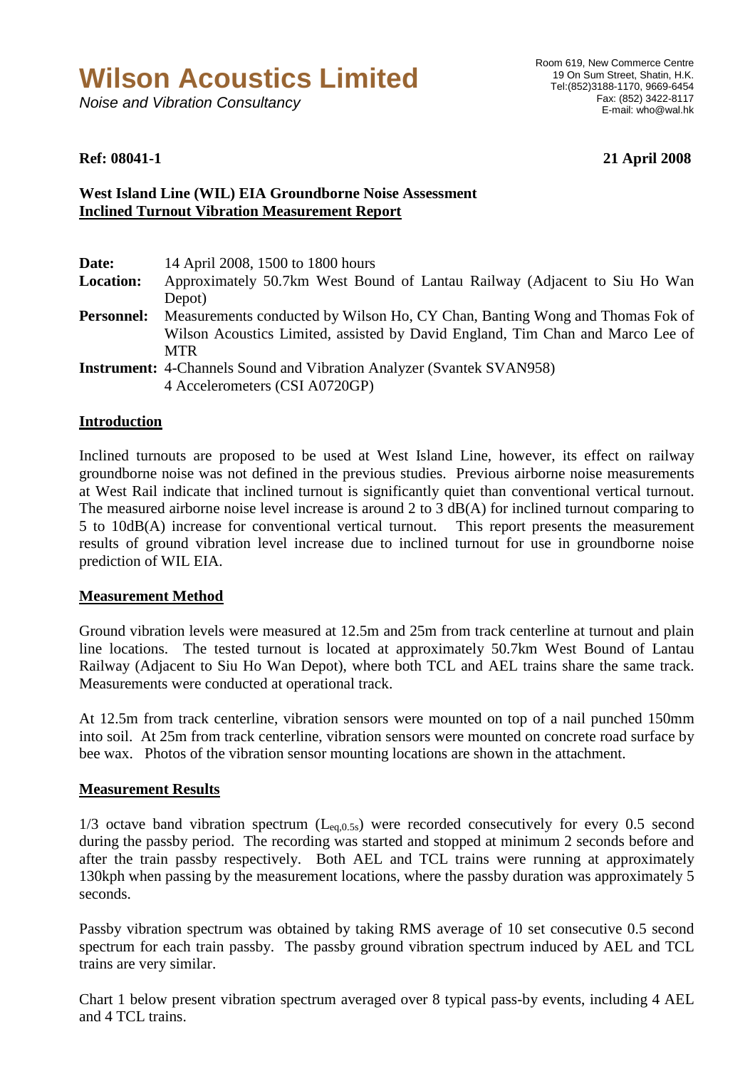# Wilson Acoustics Limited

*Noise and Vibration Consultancy*

Room 619, New Commerce Centre
19 On Sum Street, Shatin, H.K.
Tel:(852)3188-1170, 9669-6454
Fax: (852) 3422-8117
E-mail: who@wal.hk

**Ref: 08041-1** **21 April 2008**

**West Island Line (WIL) EIA Groundborne Noise Assessment**
**Inclined Turnout Vibration Measurement Report**

**Date:** 14 April 2008, 1500 to 1800 hours
**Location:** Approximately 50.7km West Bound of Lantau Railway (Adjacent to Siu Ho Wan Depot)
**Personnel:** Measurements conducted by Wilson Ho, CY Chan, Banting Wong and Thomas Fok of Wilson Acoustics Limited, assisted by David England, Tim Chan and Marco Lee of MTR
**Instrument:** 4-Channels Sound and Vibration Analyzer (Svantek SVAN958)
4 Accelerometers (CSI A0720GP)

## Introduction

Inclined turnouts are proposed to be used at West Island Line, however, its effect on railway groundborne noise was not defined in the previous studies. Previous airborne noise measurements at West Rail indicate that inclined turnout is significantly quiet than conventional vertical turnout. The measured airborne noise level increase is around 2 to 3 dB(A) for inclined turnout comparing to 5 to 10dB(A) increase for conventional vertical turnout. This report presents the measurement results of ground vibration level increase due to inclined turnout for use in groundborne noise prediction of WIL EIA.

## Measurement Method

Ground vibration levels were measured at 12.5m and 25m from track centerline at turnout and plain line locations. The tested turnout is located at approximately 50.7km West Bound of Lantau Railway (Adjacent to Siu Ho Wan Depot), where both TCL and AEL trains share the same track. Measurements were conducted at operational track.

At 12.5m from track centerline, vibration sensors were mounted on top of a nail punched 150mm into soil. At 25m from track centerline, vibration sensors were mounted on concrete road surface by bee wax. Photos of the vibration sensor mounting locations are shown in the attachment.

## Measurement Results

1/3 octave band vibration spectrum ($L_{eq,0.5s}$) were recorded consecutively for every 0.5 second during the passby period. The recording was started and stopped at minimum 2 seconds before and after the train passby respectively. Both AEL and TCL trains were running at approximately 130kph when passing by the measurement locations, where the passby duration was approximately 5 seconds.

Passby vibration spectrum was obtained by taking RMS average of 10 set consecutive 0.5 second spectrum for each train passby. The passby ground vibration spectrum induced by AEL and TCL trains are very similar.

Chart 1 below present vibration spectrum averaged over 8 typical pass-by events, including 4 AEL and 4 TCL trains.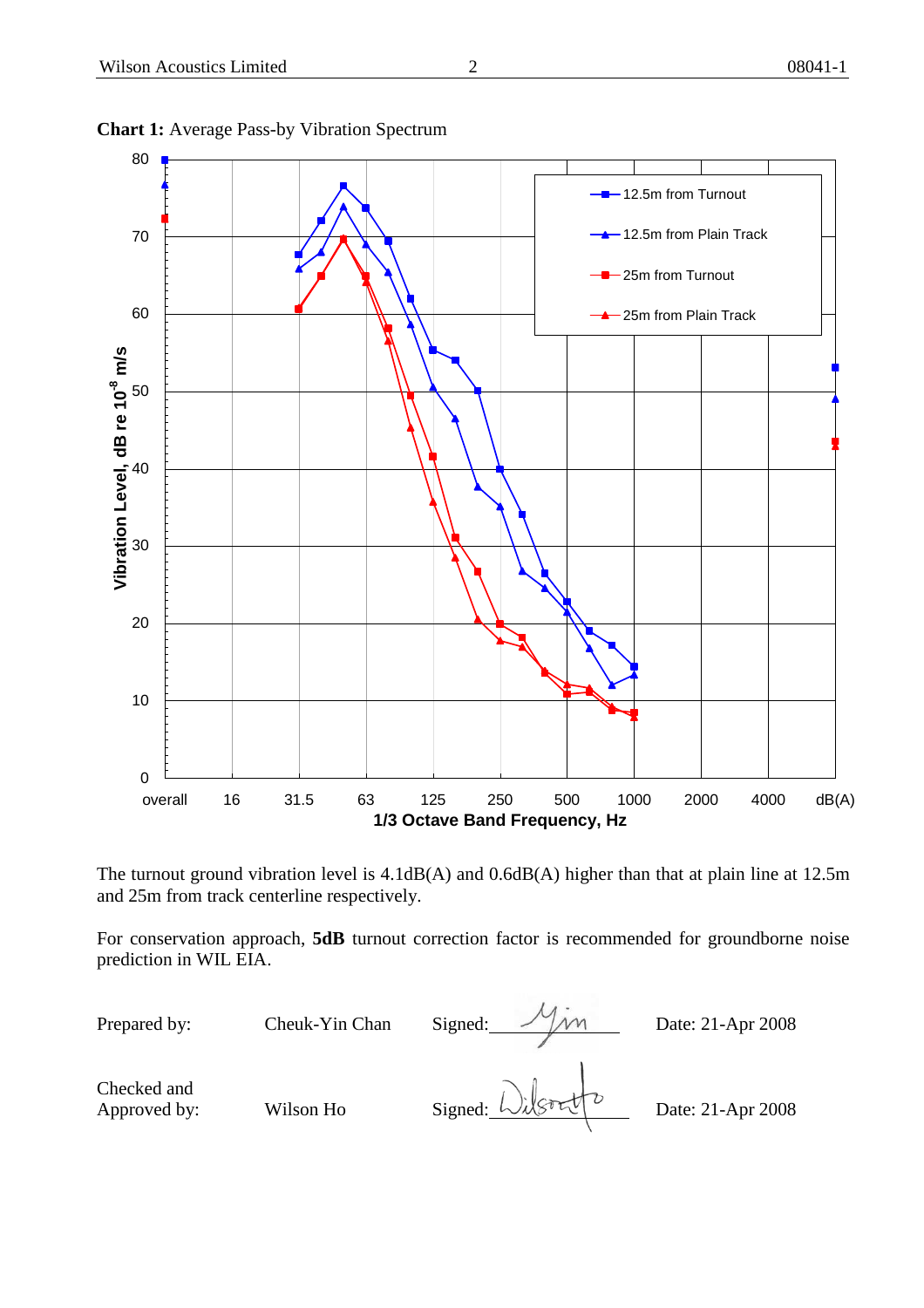**Chart 1:** Average Pass-by Vibration Spectrum

The turnout ground vibration level is 4.1dB(A) and 0.6dB(A) higher than that at plain line at 12.5m and 25m from track centerline respectively.

For conservation approach, **5dB** turnout correction factor is recommended for groundborne noise prediction in WIL EIA.

| Prepared by: | Cheuk-Yin Chan | Signed: | Date: 21-Apr 2008 |
|---|---|---|---|
| Checked and Approved by: | Wilson Ho | Signed: | Date: 21-Apr 2008 |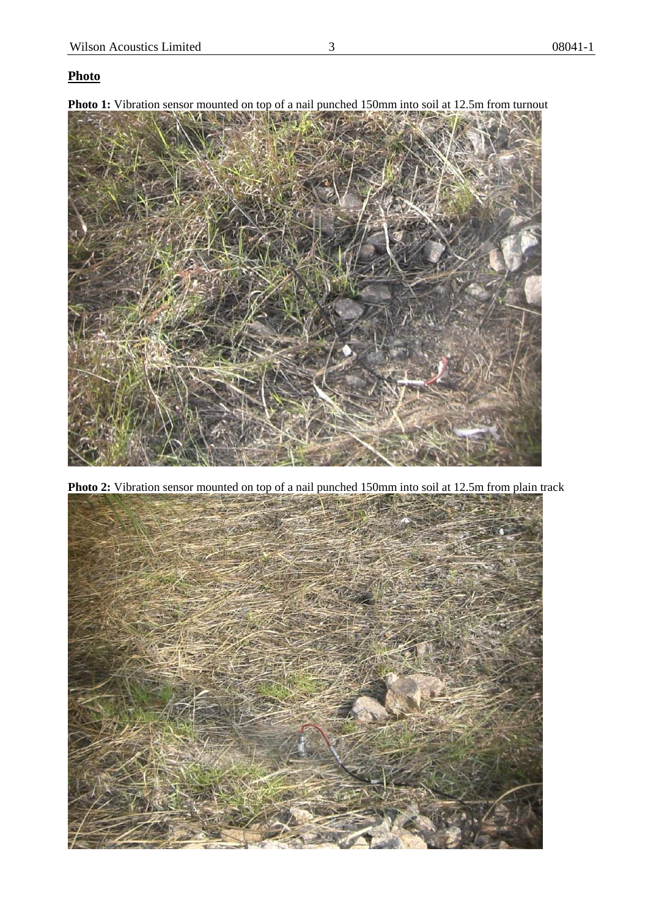**Photo**

**Photo 1:** Vibration sensor mounted on top of a nail punched 150mm into soil at 12.5m from turnout

**Photo 2:** Vibration sensor mounted on top of a nail punched 150mm into soil at 12.5m from plain track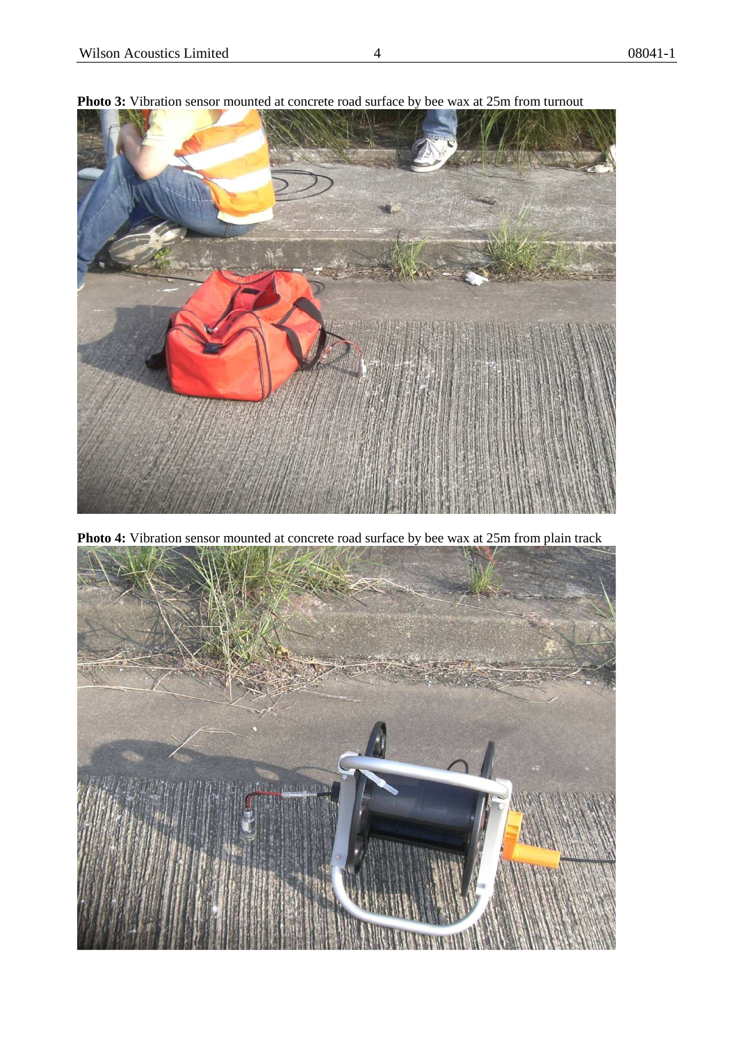**Photo 3:** Vibration sensor mounted at concrete road surface by bee wax at 25m from turnout

**Photo 4:** Vibration sensor mounted at concrete road surface by bee wax at 25m from plain track